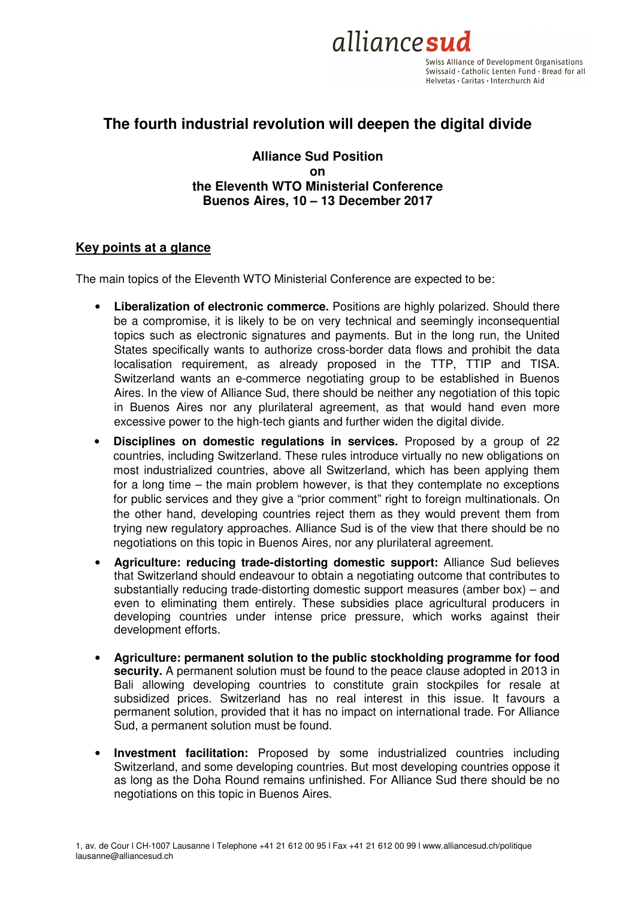alliancesud

Swiss Alliance of Development Organisations
Swissaid • Catholic Lenten Fund • Bread for all
Helvetas • Caritas • Interchurch Aid

# The fourth industrial revolution will deepen the digital divide

**Alliance Sud Position**
**on**
**the Eleventh WTO Ministerial Conference**
**Buenos Aires, 10 – 13 December 2017**

## Key points at a glance

The main topics of the Eleventh WTO Ministerial Conference are expected to be:

- **Liberalization of electronic commerce.** Positions are highly polarized. Should there be a compromise, it is likely to be on very technical and seemingly inconsequential topics such as electronic signatures and payments. But in the long run, the United States specifically wants to authorize cross-border data flows and prohibit the data localisation requirement, as already proposed in the TTP, TTIP and TISA. Switzerland wants an e-commerce negotiating group to be established in Buenos Aires. In the view of Alliance Sud, there should be neither any negotiation of this topic in Buenos Aires nor any plurilateral agreement, as that would hand even more excessive power to the high-tech giants and further widen the digital divide.
- **Disciplines on domestic regulations in services.** Proposed by a group of 22 countries, including Switzerland. These rules introduce virtually no new obligations on most industrialized countries, above all Switzerland, which has been applying them for a long time – the main problem however, is that they contemplate no exceptions for public services and they give a "prior comment" right to foreign multinationals. On the other hand, developing countries reject them as they would prevent them from trying new regulatory approaches. Alliance Sud is of the view that there should be no negotiations on this topic in Buenos Aires, nor any plurilateral agreement.
- **Agriculture: reducing trade-distorting domestic support:** Alliance Sud believes that Switzerland should endeavour to obtain a negotiating outcome that contributes to substantially reducing trade-distorting domestic support measures (amber box) – and even to eliminating them entirely. These subsidies place agricultural producers in developing countries under intense price pressure, which works against their development efforts.
- **Agriculture: permanent solution to the public stockholding programme for food security.** A permanent solution must be found to the peace clause adopted in 2013 in Bali allowing developing countries to constitute grain stockpiles for resale at subsidized prices. Switzerland has no real interest in this issue. It favours a permanent solution, provided that it has no impact on international trade. For Alliance Sud, a permanent solution must be found.
- **Investment facilitation:** Proposed by some industrialized countries including Switzerland, and some developing countries. But most developing countries oppose it as long as the Doha Round remains unfinished. For Alliance Sud there should be no negotiations on this topic in Buenos Aires.

1, av. de Cour l CH-1007 Lausanne l Telephone +41 21 612 00 95 l Fax +41 21 612 00 99 l www.alliancesud.ch/politique
lausanne@alliancesud.ch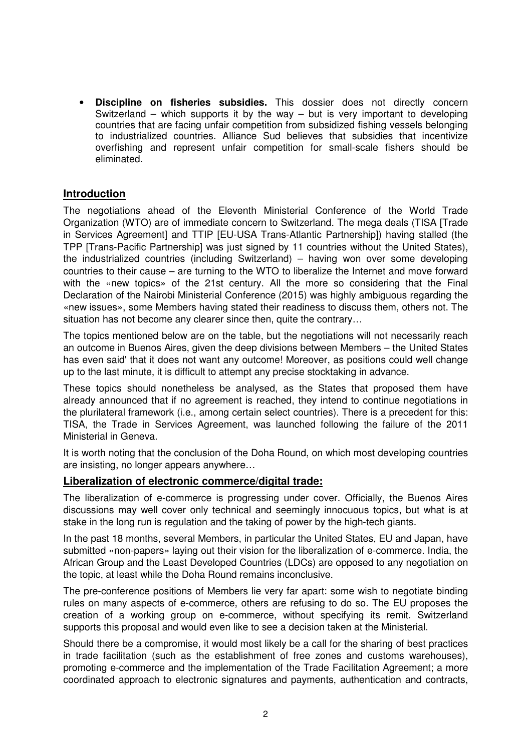- **Discipline on fisheries subsidies.** This dossier does not directly concern Switzerland – which supports it by the way – but is very important to developing countries that are facing unfair competition from subsidized fishing vessels belonging to industrialized countries. Alliance Sud believes that subsidies that incentivize overfishing and represent unfair competition for small-scale fishers should be eliminated.

## Introduction

The negotiations ahead of the Eleventh Ministerial Conference of the World Trade Organization (WTO) are of immediate concern to Switzerland. The mega deals (TISA [Trade in Services Agreement] and TTIP [EU-USA Trans-Atlantic Partnership]) having stalled (the TPP [Trans-Pacific Partnership] was just signed by 11 countries without the United States), the industrialized countries (including Switzerland) – having won over some developing countries to their cause – are turning to the WTO to liberalize the Internet and move forward with the «new topics» of the 21st century. All the more so considering that the Final Declaration of the Nairobi Ministerial Conference (2015) was highly ambiguous regarding the «new issues», some Members having stated their readiness to discuss them, others not. The situation has not become any clearer since then, quite the contrary…

The topics mentioned below are on the table, but the negotiations will not necessarily reach an outcome in Buenos Aires, given the deep divisions between Members – the United States has even said' that it does not want any outcome! Moreover, as positions could well change up to the last minute, it is difficult to attempt any precise stocktaking in advance.

These topics should nonetheless be analysed, as the States that proposed them have already announced that if no agreement is reached, they intend to continue negotiations in the plurilateral framework (i.e., among certain select countries). There is a precedent for this: TISA, the Trade in Services Agreement, was launched following the failure of the 2011 Ministerial in Geneva.

It is worth noting that the conclusion of the Doha Round, on which most developing countries are insisting, no longer appears anywhere…

## Liberalization of electronic commerce/digital trade:

The liberalization of e-commerce is progressing under cover. Officially, the Buenos Aires discussions may well cover only technical and seemingly innocuous topics, but what is at stake in the long run is regulation and the taking of power by the high-tech giants.

In the past 18 months, several Members, in particular the United States, EU and Japan, have submitted «non-papers» laying out their vision for the liberalization of e-commerce. India, the African Group and the Least Developed Countries (LDCs) are opposed to any negotiation on the topic, at least while the Doha Round remains inconclusive.

The pre-conference positions of Members lie very far apart: some wish to negotiate binding rules on many aspects of e-commerce, others are refusing to do so. The EU proposes the creation of a working group on e-commerce, without specifying its remit. Switzerland supports this proposal and would even like to see a decision taken at the Ministerial.

Should there be a compromise, it would most likely be a call for the sharing of best practices in trade facilitation (such as the establishment of free zones and customs warehouses), promoting e-commerce and the implementation of the Trade Facilitation Agreement; a more coordinated approach to electronic signatures and payments, authentication and contracts,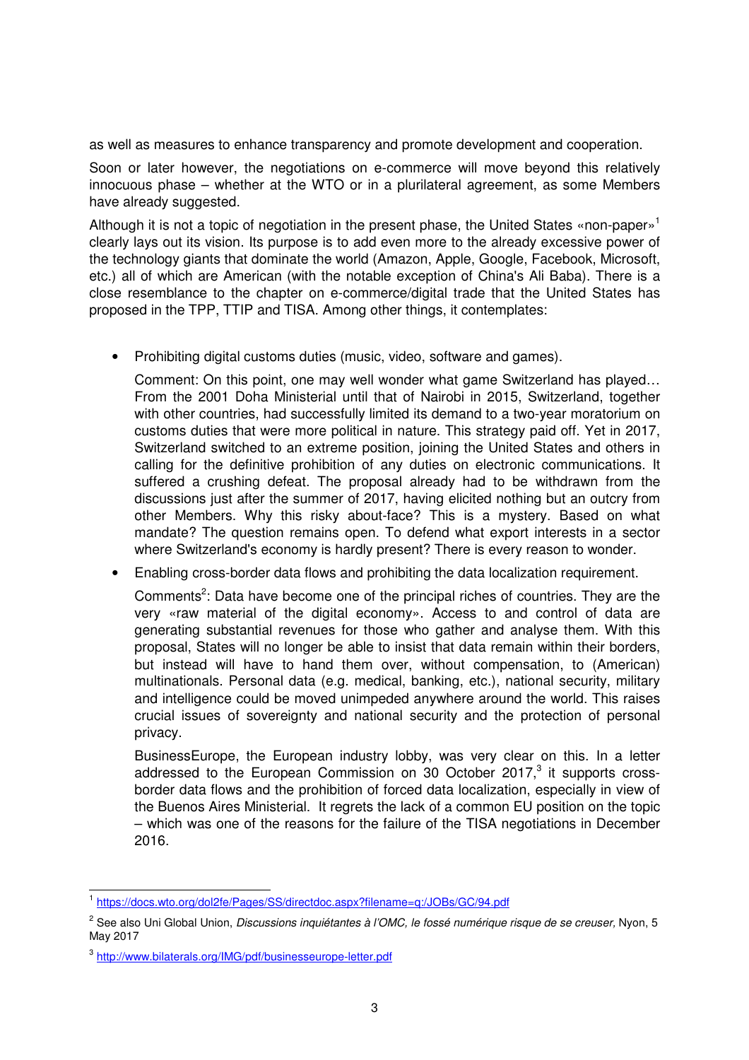as well as measures to enhance transparency and promote development and cooperation.

Soon or later however, the negotiations on e-commerce will move beyond this relatively innocuous phase – whether at the WTO or in a plurilateral agreement, as some Members have already suggested.

Although it is not a topic of negotiation in the present phase, the United States «non-paper»[1] clearly lays out its vision. Its purpose is to add even more to the already excessive power of the technology giants that dominate the world (Amazon, Apple, Google, Facebook, Microsoft, etc.) all of which are American (with the notable exception of China's Ali Baba). There is a close resemblance to the chapter on e-commerce/digital trade that the United States has proposed in the TPP, TTIP and TISA. Among other things, it contemplates:

- Prohibiting digital customs duties (music, video, software and games).

  Comment: On this point, one may well wonder what game Switzerland has played… From the 2001 Doha Ministerial until that of Nairobi in 2015, Switzerland, together with other countries, had successfully limited its demand to a two-year moratorium on customs duties that were more political in nature. This strategy paid off. Yet in 2017, Switzerland switched to an extreme position, joining the United States and others in calling for the definitive prohibition of any duties on electronic communications. It suffered a crushing defeat. The proposal already had to be withdrawn from the discussions just after the summer of 2017, having elicited nothing but an outcry from other Members. Why this risky about-face? This is a mystery. Based on what mandate? The question remains open. To defend what export interests in a sector where Switzerland's economy is hardly present? There is every reason to wonder.

- Enabling cross-border data flows and prohibiting the data localization requirement.

  Comments[2]: Data have become one of the principal riches of countries. They are the very «raw material of the digital economy». Access to and control of data are generating substantial revenues for those who gather and analyse them. With this proposal, States will no longer be able to insist that data remain within their borders, but instead will have to hand them over, without compensation, to (American) multinationals. Personal data (e.g. medical, banking, etc.), national security, military and intelligence could be moved unimpeded anywhere around the world. This raises crucial issues of sovereignty and national security and the protection of personal privacy.

  BusinessEurope, the European industry lobby, was very clear on this. In a letter addressed to the European Commission on 30 October 2017,[3] it supports cross-border data flows and the prohibition of forced data localization, especially in view of the Buenos Aires Ministerial. It regrets the lack of a common EU position on the topic – which was one of the reasons for the failure of the TISA negotiations in December 2016.

---

[1] https://docs.wto.org/dol2fe/Pages/SS/directdoc.aspx?filename=q:/JOBs/GC/94.pdf

[2] See also Uni Global Union, *Discussions inquiétantes à l'OMC, le fossé numérique risque de se creuser*, Nyon, 5 May 2017

[3] http://www.bilaterals.org/IMG/pdf/businesseurope-letter.pdf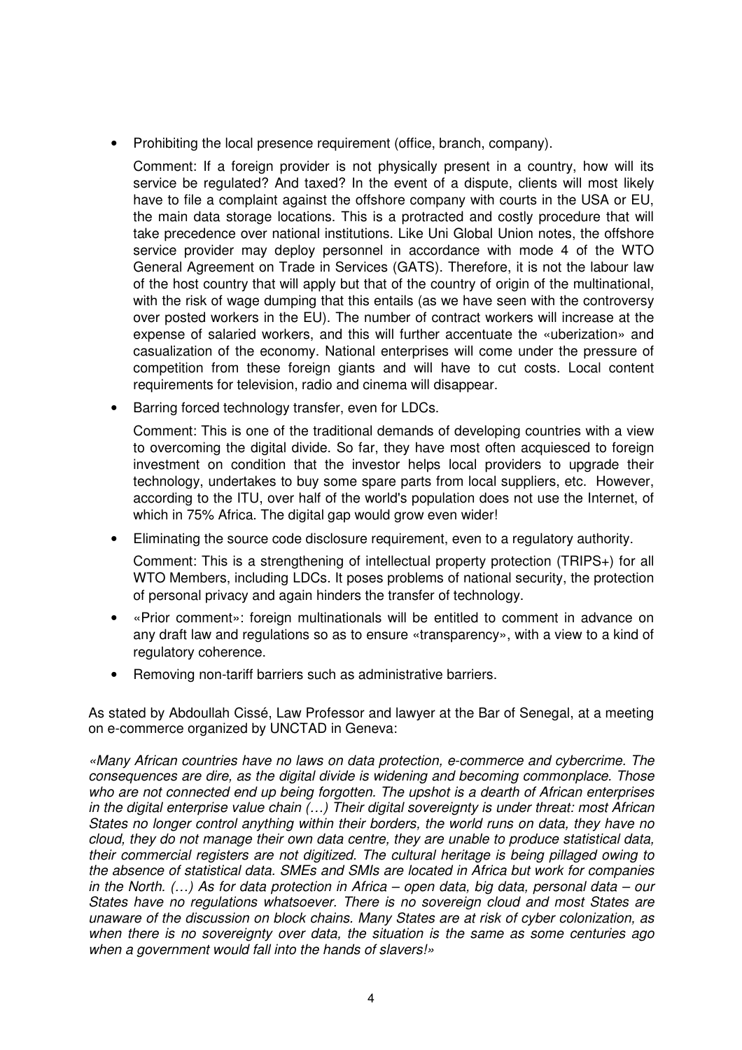- Prohibiting the local presence requirement (office, branch, company).

  Comment: If a foreign provider is not physically present in a country, how will its service be regulated? And taxed? In the event of a dispute, clients will most likely have to file a complaint against the offshore company with courts in the USA or EU, the main data storage locations. This is a protracted and costly procedure that will take precedence over national institutions. Like Uni Global Union notes, the offshore service provider may deploy personnel in accordance with mode 4 of the WTO General Agreement on Trade in Services (GATS). Therefore, it is not the labour law of the host country that will apply but that of the country of origin of the multinational, with the risk of wage dumping that this entails (as we have seen with the controversy over posted workers in the EU). The number of contract workers will increase at the expense of salaried workers, and this will further accentuate the «uberization» and casualization of the economy. National enterprises will come under the pressure of competition from these foreign giants and will have to cut costs. Local content requirements for television, radio and cinema will disappear.

- Barring forced technology transfer, even for LDCs.

  Comment: This is one of the traditional demands of developing countries with a view to overcoming the digital divide. So far, they have most often acquiesced to foreign investment on condition that the investor helps local providers to upgrade their technology, undertakes to buy some spare parts from local suppliers, etc. However, according to the ITU, over half of the world's population does not use the Internet, of which in 75% Africa. The digital gap would grow even wider!

- Eliminating the source code disclosure requirement, even to a regulatory authority.

  Comment: This is a strengthening of intellectual property protection (TRIPS+) for all WTO Members, including LDCs. It poses problems of national security, the protection of personal privacy and again hinders the transfer of technology.

- «Prior comment»: foreign multinationals will be entitled to comment in advance on any draft law and regulations so as to ensure «transparency», with a view to a kind of regulatory coherence.

- Removing non-tariff barriers such as administrative barriers.

As stated by Abdoullah Cissé, Law Professor and lawyer at the Bar of Senegal, at a meeting on e-commerce organized by UNCTAD in Geneva:

*«Many African countries have no laws on data protection, e-commerce and cybercrime. The consequences are dire, as the digital divide is widening and becoming commonplace. Those who are not connected end up being forgotten. The upshot is a dearth of African enterprises in the digital enterprise value chain (…) Their digital sovereignty is under threat: most African States no longer control anything within their borders, the world runs on data, they have no cloud, they do not manage their own data centre, they are unable to produce statistical data, their commercial registers are not digitized. The cultural heritage is being pillaged owing to the absence of statistical data. SMEs and SMIs are located in Africa but work for companies in the North. (…) As for data protection in Africa – open data, big data, personal data – our States have no regulations whatsoever. There is no sovereign cloud and most States are unaware of the discussion on block chains. Many States are at risk of cyber colonization, as when there is no sovereignty over data, the situation is the same as some centuries ago when a government would fall into the hands of slavers!»*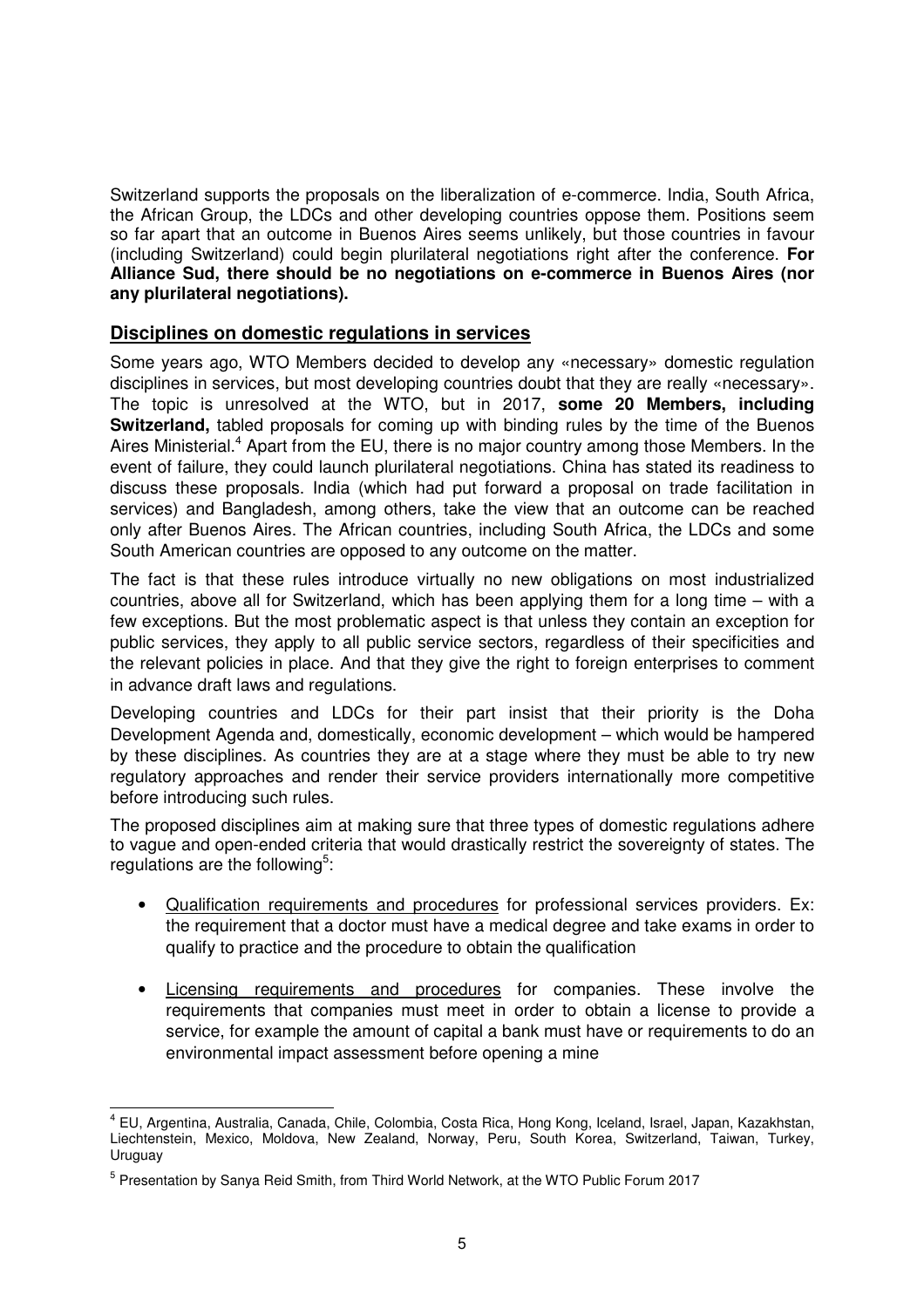Switzerland supports the proposals on the liberalization of e-commerce. India, South Africa, the African Group, the LDCs and other developing countries oppose them. Positions seem so far apart that an outcome in Buenos Aires seems unlikely, but those countries in favour (including Switzerland) could begin plurilateral negotiations right after the conference. **For Alliance Sud, there should be no negotiations on e-commerce in Buenos Aires (nor any plurilateral negotiations).**

## Disciplines on domestic regulations in services

Some years ago, WTO Members decided to develop any «necessary» domestic regulation disciplines in services, but most developing countries doubt that they are really «necessary». The topic is unresolved at the WTO, but in 2017, **some 20 Members, including Switzerland,** tabled proposals for coming up with binding rules by the time of the Buenos Aires Ministerial.[4] Apart from the EU, there is no major country among those Members. In the event of failure, they could launch plurilateral negotiations. China has stated its readiness to discuss these proposals. India (which had put forward a proposal on trade facilitation in services) and Bangladesh, among others, take the view that an outcome can be reached only after Buenos Aires. The African countries, including South Africa, the LDCs and some South American countries are opposed to any outcome on the matter.

The fact is that these rules introduce virtually no new obligations on most industrialized countries, above all for Switzerland, which has been applying them for a long time – with a few exceptions. But the most problematic aspect is that unless they contain an exception for public services, they apply to all public service sectors, regardless of their specificities and the relevant policies in place. And that they give the right to foreign enterprises to comment in advance draft laws and regulations.

Developing countries and LDCs for their part insist that their priority is the Doha Development Agenda and, domestically, economic development – which would be hampered by these disciplines. As countries they are at a stage where they must be able to try new regulatory approaches and render their service providers internationally more competitive before introducing such rules.

The proposed disciplines aim at making sure that three types of domestic regulations adhere to vague and open-ended criteria that would drastically restrict the sovereignty of states. The regulations are the following[5]:

- Qualification requirements and procedures for professional services providers. Ex: the requirement that a doctor must have a medical degree and take exams in order to qualify to practice and the procedure to obtain the qualification

- Licensing requirements and procedures for companies. These involve the requirements that companies must meet in order to obtain a license to provide a service, for example the amount of capital a bank must have or requirements to do an environmental impact assessment before opening a mine

---

[4] EU, Argentina, Australia, Canada, Chile, Colombia, Costa Rica, Hong Kong, Iceland, Israel, Japan, Kazakhstan, Liechtenstein, Mexico, Moldova, New Zealand, Norway, Peru, South Korea, Switzerland, Taiwan, Turkey, Uruguay

[5] Presentation by Sanya Reid Smith, from Third World Network, at the WTO Public Forum 2017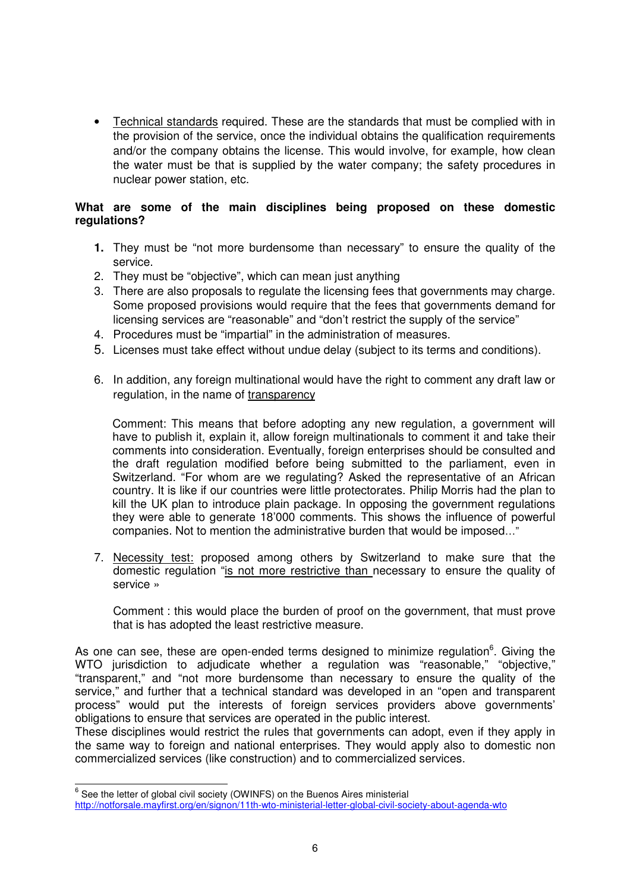- Technical standards required. These are the standards that must be complied with in the provision of the service, once the individual obtains the qualification requirements and/or the company obtains the license. This would involve, for example, how clean the water must be that is supplied by the water company; the safety procedures in nuclear power station, etc.

**What are some of the main disciplines being proposed on these domestic regulations?**

1. They must be "not more burdensome than necessary" to ensure the quality of the service.
2. They must be "objective", which can mean just anything
3. There are also proposals to regulate the licensing fees that governments may charge. Some proposed provisions would require that the fees that governments demand for licensing services are "reasonable" and "don't restrict the supply of the service"
4. Procedures must be "impartial" in the administration of measures.
5. Licenses must take effect without undue delay (subject to its terms and conditions).
6. In addition, any foreign multinational would have the right to comment any draft law or regulation, in the name of transparency

   Comment: This means that before adopting any new regulation, a government will have to publish it, explain it, allow foreign multinationals to comment it and take their comments into consideration. Eventually, foreign enterprises should be consulted and the draft regulation modified before being submitted to the parliament, even in Switzerland. "For whom are we regulating? Asked the representative of an African country. It is like if our countries were little protectorates. Philip Morris had the plan to kill the UK plan to introduce plain package. In opposing the government regulations they were able to generate 18'000 comments. This shows the influence of powerful companies. Not to mention the administrative burden that would be imposed…"

7. Necessity test: proposed among others by Switzerland to make sure that the domestic regulation "is not more restrictive than necessary to ensure the quality of service »

   Comment : this would place the burden of proof on the government, that must prove that is has adopted the least restrictive measure.

As one can see, these are open-ended terms designed to minimize regulation[6]. Giving the WTO jurisdiction to adjudicate whether a regulation was "reasonable," "objective," "transparent," and "not more burdensome than necessary to ensure the quality of the service," and further that a technical standard was developed in an "open and transparent process" would put the interests of foreign services providers above governments' obligations to ensure that services are operated in the public interest.
These disciplines would restrict the rules that governments can adopt, even if they apply in the same way to foreign and national enterprises. They would apply also to domestic non commercialized services (like construction) and to commercialized services.

[6] See the letter of global civil society (OWINFS) on the Buenos Aires ministerial http://notforsale.mayfirst.org/en/signon/11th-wto-ministerial-letter-global-civil-society-about-agenda-wto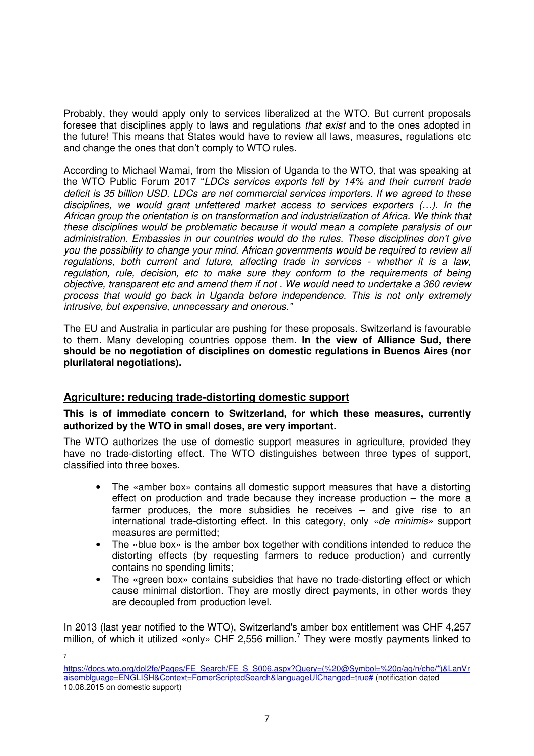Probably, they would apply only to services liberalized at the WTO. But current proposals foresee that disciplines apply to laws and regulations *that exist* and to the ones adopted in the future! This means that States would have to review all laws, measures, regulations etc and change the ones that don't comply to WTO rules.

According to Michael Wamai, from the Mission of Uganda to the WTO, that was speaking at the WTO Public Forum 2017 "*LDCs services exports fell by 14% and their current trade deficit is 35 billion USD. LDCs are net commercial services importers. If we agreed to these disciplines, we would grant unfettered market access to services exporters (…). In the African group the orientation is on transformation and industrialization of Africa. We think that these disciplines would be problematic because it would mean a complete paralysis of our administration. Embassies in our countries would do the rules. These disciplines don't give you the possibility to change your mind. African governments would be required to review all regulations, both current and future, affecting trade in services - whether it is a law, regulation, rule, decision, etc to make sure they conform to the requirements of being objective, transparent etc and amend them if not . We would need to undertake a 360 review process that would go back in Uganda before independence. This is not only extremely intrusive, but expensive, unnecessary and onerous.*"

The EU and Australia in particular are pushing for these proposals. Switzerland is favourable to them. Many developing countries oppose them. **In the view of Alliance Sud, there should be no negotiation of disciplines on domestic regulations in Buenos Aires (nor plurilateral negotiations).**

## Agriculture: reducing trade-distorting domestic support

**This is of immediate concern to Switzerland, for which these measures, currently authorized by the WTO in small doses, are very important.**

The WTO authorizes the use of domestic support measures in agriculture, provided they have no trade-distorting effect. The WTO distinguishes between three types of support, classified into three boxes.

- The «amber box» contains all domestic support measures that have a distorting effect on production and trade because they increase production – the more a farmer produces, the more subsidies he receives – and give rise to an international trade-distorting effect. In this category, only *«de minimis»* support measures are permitted;
- The «blue box» is the amber box together with conditions intended to reduce the distorting effects (by requesting farmers to reduce production) and currently contains no spending limits;
- The «green box» contains subsidies that have no trade-distorting effect or which cause minimal distortion. They are mostly direct payments, in other words they are decoupled from production level.

In 2013 (last year notified to the WTO), Switzerland's amber box entitlement was CHF 4,257 million, of which it utilized «only» CHF 2,556 million.[7] They were mostly payments linked to

[7] https://docs.wto.org/dol2fe/Pages/FE_Search/FE_S_S006.aspx?Query=(%20@Symbol=%20g/ag/n/che/*)&LanVraisemblguage=ENGLISH&Context=FomerScriptedSearch&languageUIChanged=true# (notification dated 10.08.2015 on domestic support)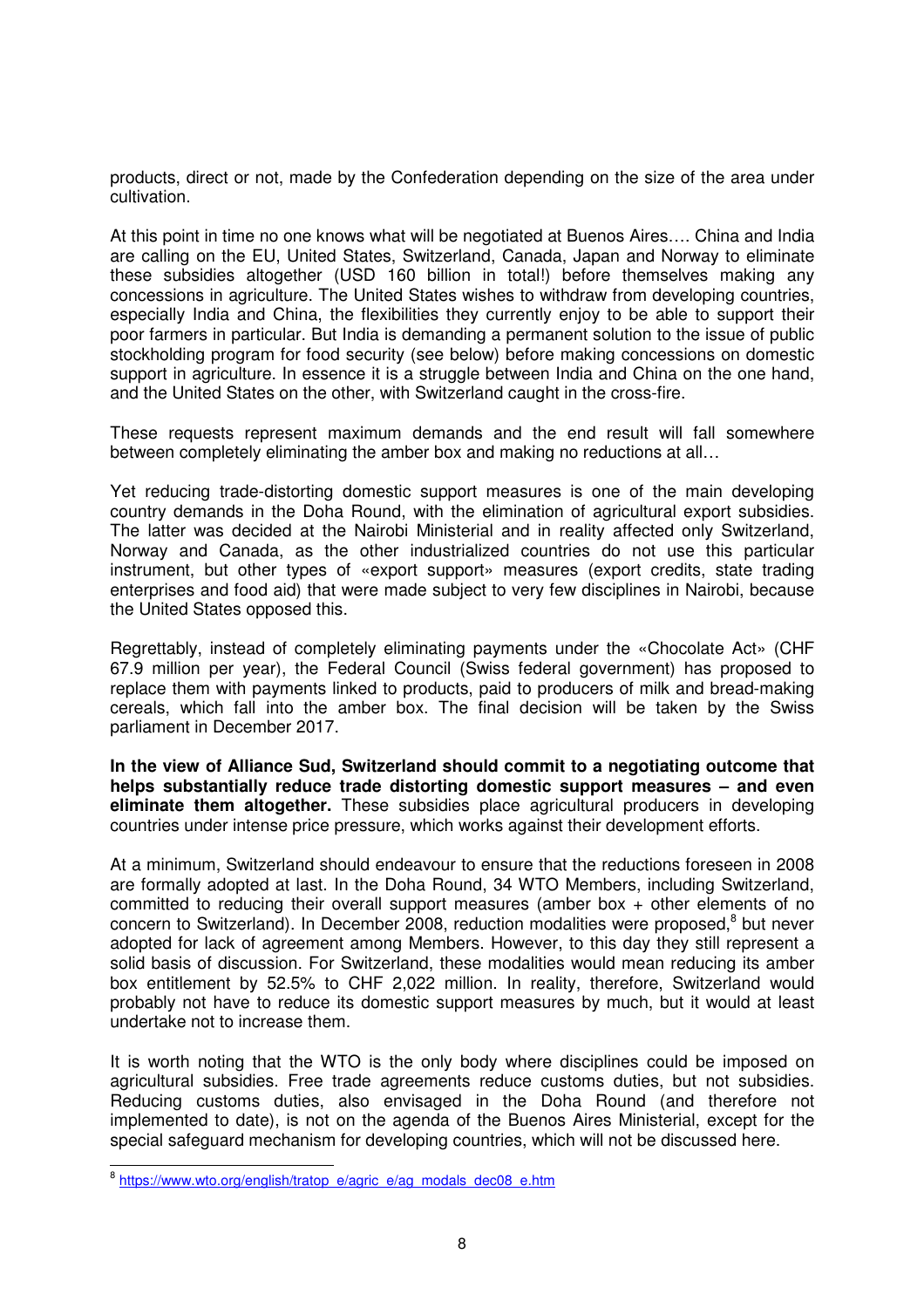products, direct or not, made by the Confederation depending on the size of the area under cultivation.

At this point in time no one knows what will be negotiated at Buenos Aires…. China and India are calling on the EU, United States, Switzerland, Canada, Japan and Norway to eliminate these subsidies altogether (USD 160 billion in total!) before themselves making any concessions in agriculture. The United States wishes to withdraw from developing countries, especially India and China, the flexibilities they currently enjoy to be able to support their poor farmers in particular. But India is demanding a permanent solution to the issue of public stockholding program for food security (see below) before making concessions on domestic support in agriculture. In essence it is a struggle between India and China on the one hand, and the United States on the other, with Switzerland caught in the cross-fire.

These requests represent maximum demands and the end result will fall somewhere between completely eliminating the amber box and making no reductions at all…

Yet reducing trade-distorting domestic support measures is one of the main developing country demands in the Doha Round, with the elimination of agricultural export subsidies. The latter was decided at the Nairobi Ministerial and in reality affected only Switzerland, Norway and Canada, as the other industrialized countries do not use this particular instrument, but other types of «export support» measures (export credits, state trading enterprises and food aid) that were made subject to very few disciplines in Nairobi, because the United States opposed this.

Regrettably, instead of completely eliminating payments under the «Chocolate Act» (CHF 67.9 million per year), the Federal Council (Swiss federal government) has proposed to replace them with payments linked to products, paid to producers of milk and bread-making cereals, which fall into the amber box. The final decision will be taken by the Swiss parliament in December 2017.

**In the view of Alliance Sud, Switzerland should commit to a negotiating outcome that helps substantially reduce trade distorting domestic support measures – and even eliminate them altogether.** These subsidies place agricultural producers in developing countries under intense price pressure, which works against their development efforts.

At a minimum, Switzerland should endeavour to ensure that the reductions foreseen in 2008 are formally adopted at last. In the Doha Round, 34 WTO Members, including Switzerland, committed to reducing their overall support measures (amber box + other elements of no concern to Switzerland). In December 2008, reduction modalities were proposed,[8] but never adopted for lack of agreement among Members. However, to this day they still represent a solid basis of discussion. For Switzerland, these modalities would mean reducing its amber box entitlement by 52.5% to CHF 2,022 million. In reality, therefore, Switzerland would probably not have to reduce its domestic support measures by much, but it would at least undertake not to increase them.

It is worth noting that the WTO is the only body where disciplines could be imposed on agricultural subsidies. Free trade agreements reduce customs duties, but not subsidies. Reducing customs duties, also envisaged in the Doha Round (and therefore not implemented to date), is not on the agenda of the Buenos Aires Ministerial, except for the special safeguard mechanism for developing countries, which will not be discussed here.

---

[8] https://www.wto.org/english/tratop_e/agric_e/ag_modals_dec08_e.htm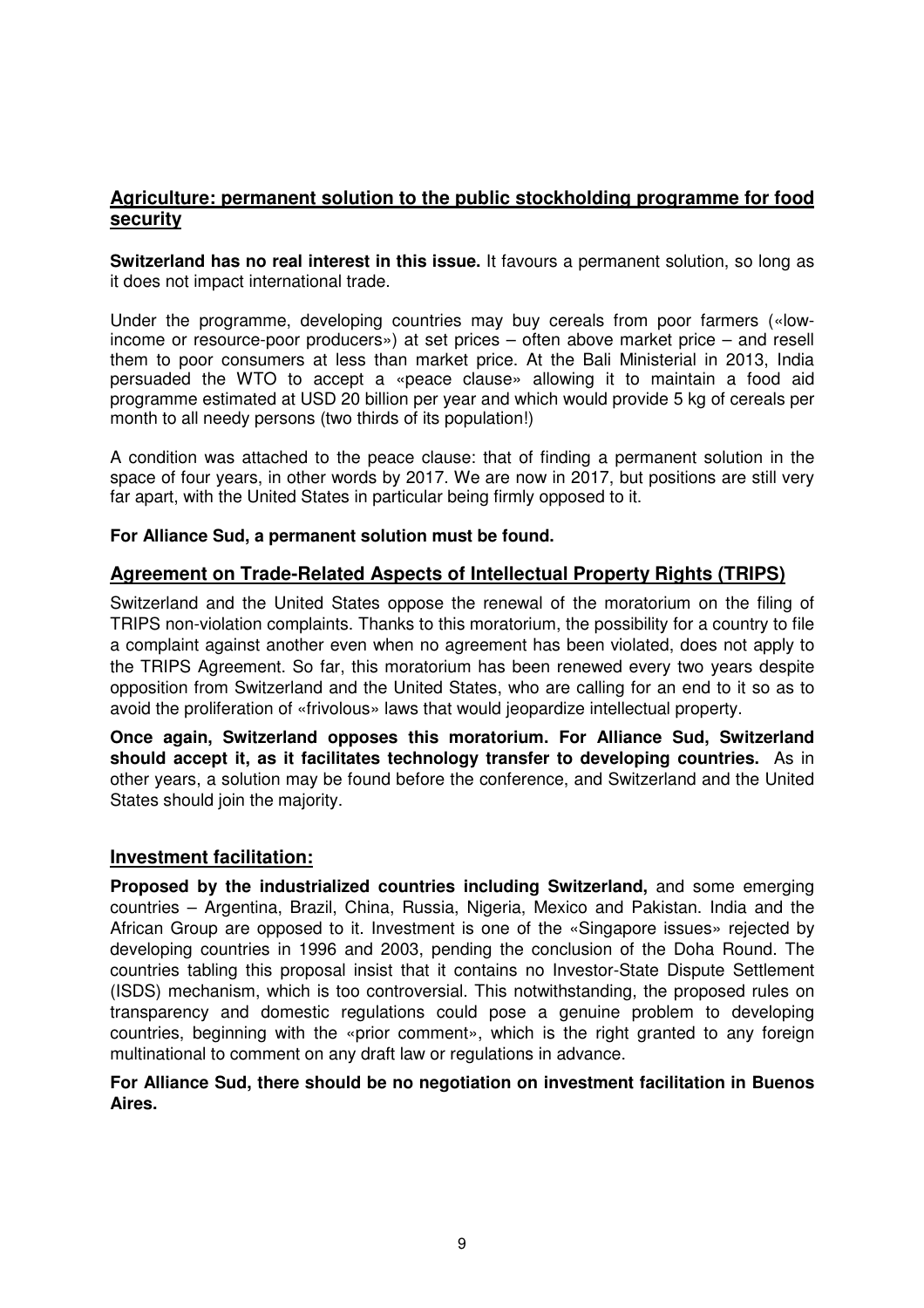## Agriculture: permanent solution to the public stockholding programme for food security

**Switzerland has no real interest in this issue.** It favours a permanent solution, so long as it does not impact international trade.

Under the programme, developing countries may buy cereals from poor farmers («low-income or resource-poor producers») at set prices – often above market price – and resell them to poor consumers at less than market price. At the Bali Ministerial in 2013, India persuaded the WTO to accept a «peace clause» allowing it to maintain a food aid programme estimated at USD 20 billion per year and which would provide 5 kg of cereals per month to all needy persons (two thirds of its population!)

A condition was attached to the peace clause: that of finding a permanent solution in the space of four years, in other words by 2017. We are now in 2017, but positions are still very far apart, with the United States in particular being firmly opposed to it.

**For Alliance Sud, a permanent solution must be found.**

## Agreement on Trade-Related Aspects of Intellectual Property Rights (TRIPS)

Switzerland and the United States oppose the renewal of the moratorium on the filing of TRIPS non-violation complaints. Thanks to this moratorium, the possibility for a country to file a complaint against another even when no agreement has been violated, does not apply to the TRIPS Agreement. So far, this moratorium has been renewed every two years despite opposition from Switzerland and the United States, who are calling for an end to it so as to avoid the proliferation of «frivolous» laws that would jeopardize intellectual property.

**Once again, Switzerland opposes this moratorium. For Alliance Sud, Switzerland should accept it, as it facilitates technology transfer to developing countries.** As in other years, a solution may be found before the conference, and Switzerland and the United States should join the majority.

## Investment facilitation:

**Proposed by the industrialized countries including Switzerland,** and some emerging countries – Argentina, Brazil, China, Russia, Nigeria, Mexico and Pakistan. India and the African Group are opposed to it. Investment is one of the «Singapore issues» rejected by developing countries in 1996 and 2003, pending the conclusion of the Doha Round. The countries tabling this proposal insist that it contains no Investor-State Dispute Settlement (ISDS) mechanism, which is too controversial. This notwithstanding, the proposed rules on transparency and domestic regulations could pose a genuine problem to developing countries, beginning with the «prior comment», which is the right granted to any foreign multinational to comment on any draft law or regulations in advance.

**For Alliance Sud, there should be no negotiation on investment facilitation in Buenos Aires.**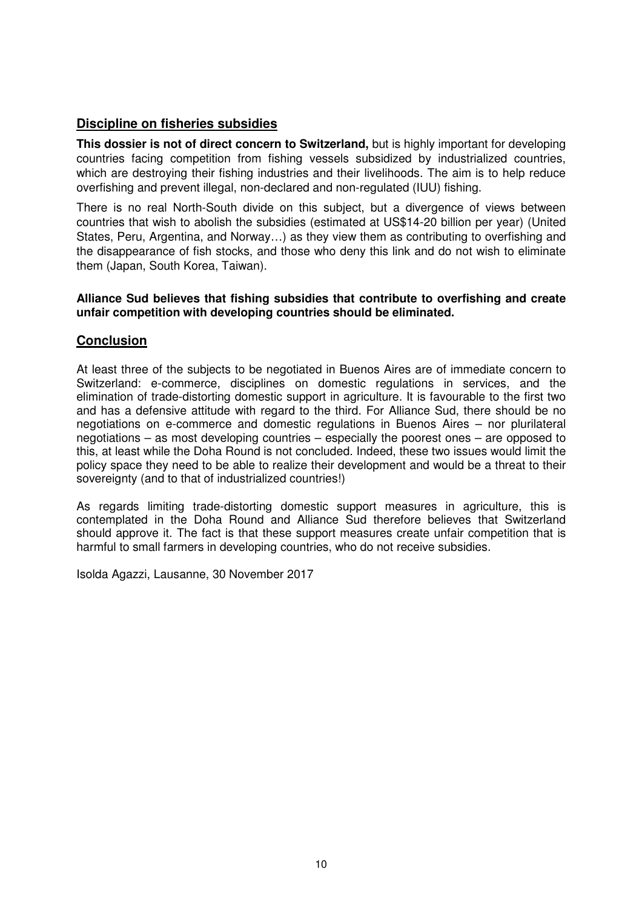## Discipline on fisheries subsidies

**This dossier is not of direct concern to Switzerland,** but is highly important for developing countries facing competition from fishing vessels subsidized by industrialized countries, which are destroying their fishing industries and their livelihoods. The aim is to help reduce overfishing and prevent illegal, non-declared and non-regulated (IUU) fishing.

There is no real North-South divide on this subject, but a divergence of views between countries that wish to abolish the subsidies (estimated at US$14-20 billion per year) (United States, Peru, Argentina, and Norway…) as they view them as contributing to overfishing and the disappearance of fish stocks, and those who deny this link and do not wish to eliminate them (Japan, South Korea, Taiwan).

**Alliance Sud believes that fishing subsidies that contribute to overfishing and create unfair competition with developing countries should be eliminated.**

## Conclusion

At least three of the subjects to be negotiated in Buenos Aires are of immediate concern to Switzerland: e-commerce, disciplines on domestic regulations in services, and the elimination of trade-distorting domestic support in agriculture. It is favourable to the first two and has a defensive attitude with regard to the third. For Alliance Sud, there should be no negotiations on e-commerce and domestic regulations in Buenos Aires – nor plurilateral negotiations – as most developing countries – especially the poorest ones – are opposed to this, at least while the Doha Round is not concluded. Indeed, these two issues would limit the policy space they need to be able to realize their development and would be a threat to their sovereignty (and to that of industrialized countries!)

As regards limiting trade-distorting domestic support measures in agriculture, this is contemplated in the Doha Round and Alliance Sud therefore believes that Switzerland should approve it. The fact is that these support measures create unfair competition that is harmful to small farmers in developing countries, who do not receive subsidies.

Isolda Agazzi, Lausanne, 30 November 2017